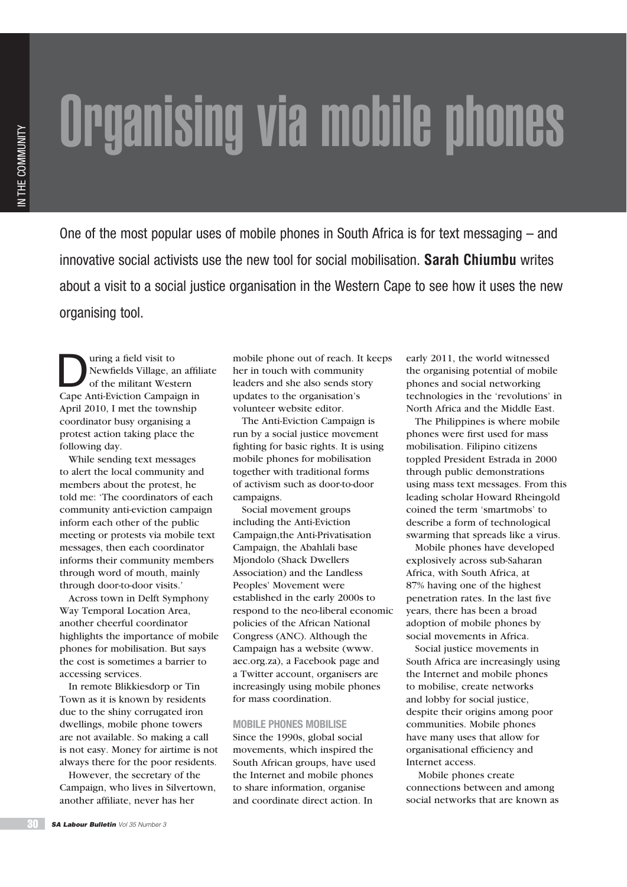# Organising via mobile phones

One of the most popular uses of mobile phones in South Africa is for text messaging – and innovative social activists use the new tool for social mobilisation. **Sarah Chiumbu** writes about a visit to a social justice organisation in the Western Cape to see how it uses the new organising tool.

During a field visit to Newfields Village, an affiliate of the militant Western Cape Anti-Eviction Campaign in April 2010, I met the township coordinator busy organising a protest action taking place the following day.

While sending text messages to alert the local community and members about the protest, he told me: 'The coordinators of each community anti-eviction campaign inform each other of the public meeting or protests via mobile text messages, then each coordinator informs their community members through word of mouth, mainly through door-to-door visits.'

Across town in Delft Symphony Way Temporal Location Area, another cheerful coordinator highlights the importance of mobile phones for mobilisation. But says the cost is sometimes a barrier to accessing services.

In remote Blikkiesdorp or Tin Town as it is known by residents due to the shiny corrugated iron dwellings, mobile phone towers are not available. So making a call is not easy. Money for airtime is not always there for the poor residents.

However, the secretary of the Campaign, who lives in Silvertown, another affiliate, never has her mobile phone out of reach. It keeps her in touch with community leaders and she also sends story updates to the organisation's volunteer website editor.

The Anti-Eviction Campaign is run by a social justice movement fighting for basic rights. It is using mobile phones for mobilisation together with traditional forms of activism such as door-to-door campaigns.

Social movement groups including the Anti-Eviction Campaign,the Anti-Privatisation Campaign, the Abahlali base Mjondolo (Shack Dwellers Association) and the Landless Peoples' Movement were established in the early 2000s to respond to the neo-liberal economic policies of the African National Congress (ANC). Although the Campaign has a website (www.aec.org.za), a Facebook page and a Twitter account, organisers are increasingly using mobile phones for mass coordination.

## MOBILE PHONES MOBILISE

Since the 1990s, global social movements, which inspired the South African groups, have used the Internet and mobile phones to share information, organise and coordinate direct action. In early 2011, the world witnessed the organising potential of mobile phones and social networking technologies in the 'revolutions' in North Africa and the Middle East.

The Philippines is where mobile phones were first used for mass mobilisation. Filipino citizens toppled President Estrada in 2000 through public demonstrations using mass text messages. From this leading scholar Howard Rheingold coined the term 'smartmobs' to describe a form of technological swarming that spreads like a virus.

Mobile phones have developed explosively across sub-Saharan Africa, with South Africa, at 87% having one of the highest penetration rates. In the last five years, there has been a broad adoption of mobile phones by social movements in Africa.

Social justice movements in South Africa are increasingly using the Internet and mobile phones to mobilise, create networks and lobby for social justice, despite their origins among poor communities. Mobile phones have many uses that allow for organisational efficiency and Internet access.

Mobile phones create connections between and among social networks that are known as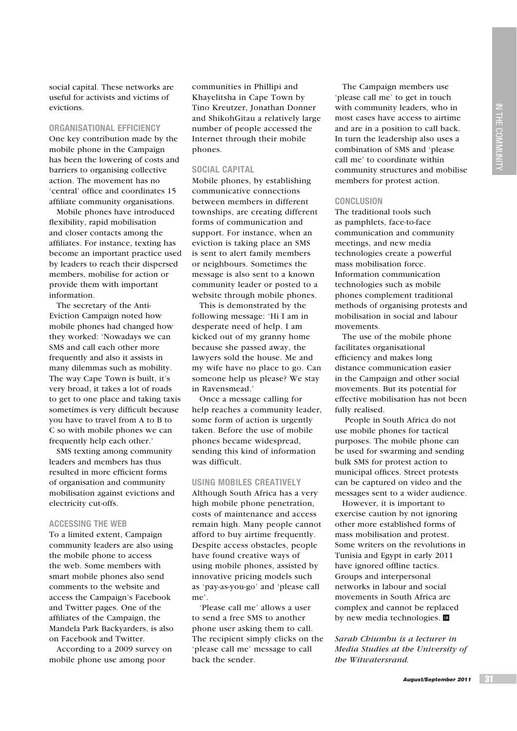social capital. These networks are useful for activists and victims of evictions.

## ORGANISATIONAL EFFICIENCY

One key contribution made by the mobile phone in the Campaign has been the lowering of costs and barriers to organising collective action. The movement has no 'central' office and coordinates 15 affiliate community organisations.

Mobile phones have introduced flexibility, rapid mobilisation and closer contacts among the affiliates. For instance, texting has become an important practice used by leaders to reach their dispersed members, mobilise for action or provide them with important information.

The secretary of the Anti-Eviction Campaign noted how mobile phones had changed how they worked: 'Nowadays we can SMS and call each other more frequently and also it assists in many dilemmas such as mobility. The way Cape Town is built, it's very broad, it takes a lot of roads to get to one place and taking taxis sometimes is very difficult because you have to travel from A to B to C so with mobile phones we can frequently help each other.'

SMS texting among community leaders and members has thus resulted in more efficient forms of organisation and community mobilisation against evictions and electricity cut-offs.

## ACCESSING THE WEB

To a limited extent, Campaign community leaders are also using the mobile phone to access the web. Some members with smart mobile phones also send comments to the website and access the Campaign's Facebook and Twitter pages. One of the affiliates of the Campaign, the Mandela Park Backyarders, is also on Facebook and Twitter.

According to a 2009 survey on mobile phone use among poor communities in Phillipi and Khayelitsha in Cape Town by Tino Kreutzer, Jonathan Donner and ShikohGitau a relatively large number of people accessed the Internet through their mobile phones.

## SOCIAL CAPITAL

Mobile phones, by establishing communicative connections between members in different townships, are creating different forms of communication and support. For instance, when an eviction is taking place an SMS is sent to alert family members or neighbours. Sometimes the message is also sent to a known community leader or posted to a website through mobile phones.

This is demonstrated by the following message: 'Hi I am in desperate need of help. I am kicked out of my granny home because she passed away, the lawyers sold the house. Me and my wife have no place to go. Can someone help us please? We stay in Ravensmead.'

Once a message calling for help reaches a community leader, some form of action is urgently taken. Before the use of mobile phones became widespread, sending this kind of information was difficult.

## USING MOBILES CREATIVELY

Although South Africa has a very high mobile phone penetration, costs of maintenance and access remain high. Many people cannot afford to buy airtime frequently. Despite access obstacles, people have found creative ways of using mobile phones, assisted by innovative pricing models such as 'pay-as-you-go' and 'please call me'.

'Please call me' allows a user to send a free SMS to another phone user asking them to call. The recipient simply clicks on the 'please call me' message to call back the sender.

The Campaign members use 'please call me' to get in touch with community leaders, who in most cases have access to airtime and are in a position to call back. In turn the leadership also uses a combination of SMS and 'please call me' to coordinate within community structures and mobilise members for protest action.

## CONCLUSION

The traditional tools such as pamphlets, face-to-face communication and community meetings, and new media technologies create a powerful mass mobilisation force. Information communication technologies such as mobile phones complement traditional methods of organising protests and mobilisation in social and labour movements.

The use of the mobile phone facilitates organisational efficiency and makes long distance communication easier in the Campaign and other social movements. But its potential for effective mobilisation has not been fully realised.

People in South Africa do not use mobile phones for tactical purposes. The mobile phone can be used for swarming and sending bulk SMS for protest action to municipal offices. Street protests can be captured on video and the messages sent to a wider audience.

However, it is important to exercise caution by not ignoring other more established forms of mass mobilisation and protest. Some writers on the revolutions in Tunisia and Egypt in early 2011 have ignored offline tactics. Groups and interpersonal networks in labour and social movements in South Africa are complex and cannot be replaced by new media technologies.

*Sarah Chiumbu is a lecturer in Media Studies at the University of the Witwatersrand.*